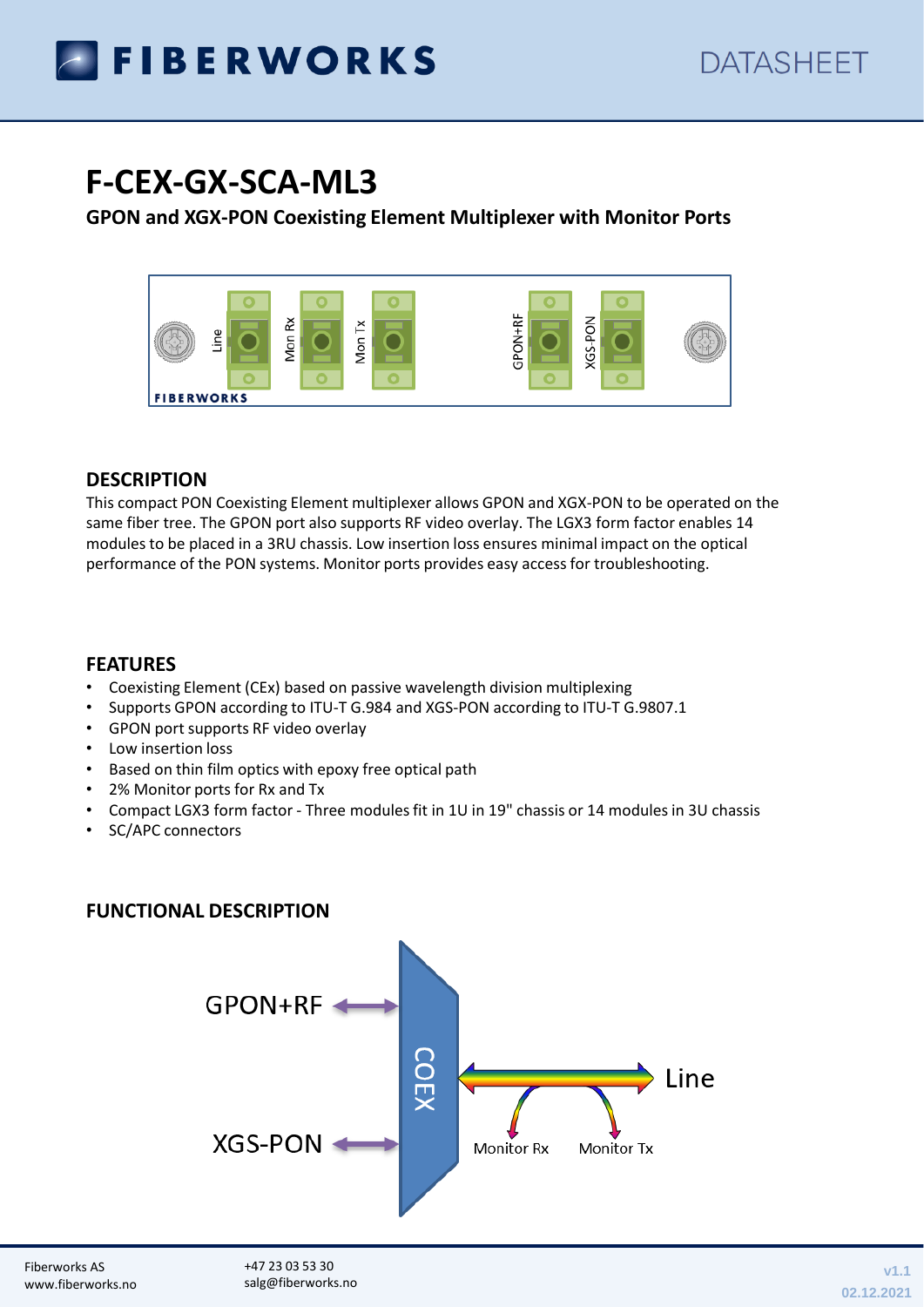# F-CEX-GX-SCA-ML3

**GPON and XGX-PON Coexisting Element Multiplexer with Monitor Ports**

## DESCRIPTION

This compact PON Coexisting Element multiplexer allows GPON and XGX-PON to be operated on the same fiber tree. The GPON port also supports RF video overlay. The LGX3 form factor enables 14 modules to be placed in a 3RU chassis. Low insertion loss ensures minimal impact on the optical performance of the PON systems. Monitor ports provides easy access for troubleshooting.

## FEATURES

- Coexisting Element (CEx) based on passive wavelength division multiplexing
- Supports GPON according to ITU-T G.984 and XGS-PON according to ITU-T G.9807.1
- GPON port supports RF video overlay
- Low insertion loss
- Based on thin film optics with epoxy free optical path
- 2% Monitor ports for Rx and Tx
- Compact LGX3 form factor - Three modules fit in 1U in 19" chassis or 14 modules in 3U chassis
- SC/APC connectors

## FUNCTIONAL DESCRIPTION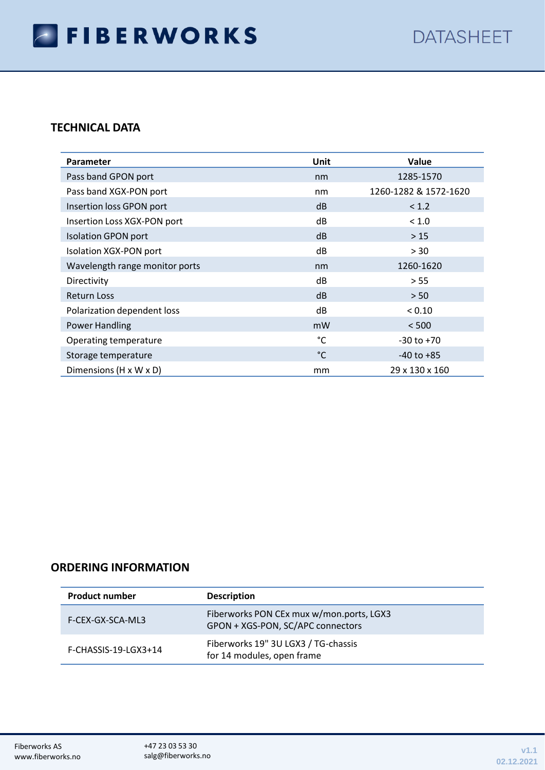## TECHNICAL DATA

| Parameter | Unit | Value |
|---|---|---|
| Pass band GPON port | nm | 1285-1570 |
| Pass band XGX-PON port | nm | 1260-1282 & 1572-1620 |
| Insertion loss GPON port | dB | < 1.2 |
| Insertion Loss XGX-PON port | dB | < 1.0 |
| Isolation GPON port | dB | > 15 |
| Isolation XGX-PON port | dB | > 30 |
| Wavelength range monitor ports | nm | 1260-1620 |
| Directivity | dB | > 55 |
| Return Loss | dB | > 50 |
| Polarization dependent loss | dB | < 0.10 |
| Power Handling | mW | < 500 |
| Operating temperature | °C | -30 to +70 |
| Storage temperature | °C | -40 to +85 |
| Dimensions (H x W x D) | mm | 29 x 130 x 160 |

## ORDERING INFORMATION

| Product number | Description |
|---|---|
| F-CEX-GX-SCA-ML3 | Fiberworks PON CEx mux w/mon.ports, LGX3 GPON + XGS-PON, SC/APC connectors |
| F-CHASSIS-19-LGX3+14 | Fiberworks 19" 3U LGX3 / TG-chassis for 14 modules, open frame |

Fiberworks AS
www.fiberworks.no

+47 23 03 53 30
salg@fiberworks.no

v1.1
02.12.2021